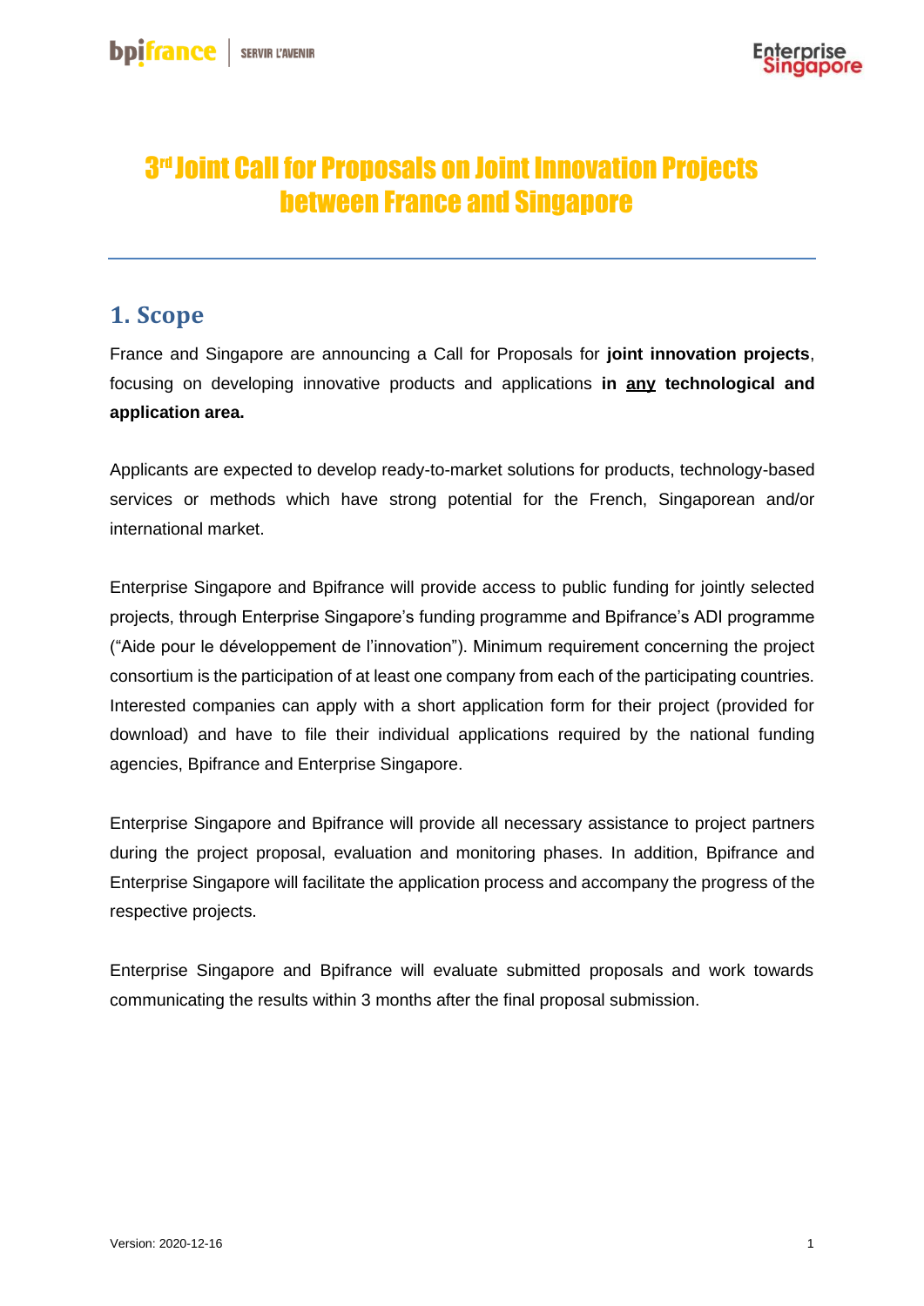# 3rd Joint Call for Proposals on Joint Innovation Projects between France and Singapore

## 1. Scope

France and Singapore are announcing a Call for Proposals for **joint innovation projects**, focusing on developing innovative products and applications **in <u>any</u> technological and application area.**

Applicants are expected to develop ready-to-market solutions for products, technology-based services or methods which have strong potential for the French, Singaporean and/or international market.

Enterprise Singapore and Bpifrance will provide access to public funding for jointly selected projects, through Enterprise Singapore's funding programme and Bpifrance's ADI programme ("Aide pour le développement de l'innovation"). Minimum requirement concerning the project consortium is the participation of at least one company from each of the participating countries. Interested companies can apply with a short application form for their project (provided for download) and have to file their individual applications required by the national funding agencies, Bpifrance and Enterprise Singapore.

Enterprise Singapore and Bpifrance will provide all necessary assistance to project partners during the project proposal, evaluation and monitoring phases. In addition, Bpifrance and Enterprise Singapore will facilitate the application process and accompany the progress of the respective projects.

Enterprise Singapore and Bpifrance will evaluate submitted proposals and work towards communicating the results within 3 months after the final proposal submission.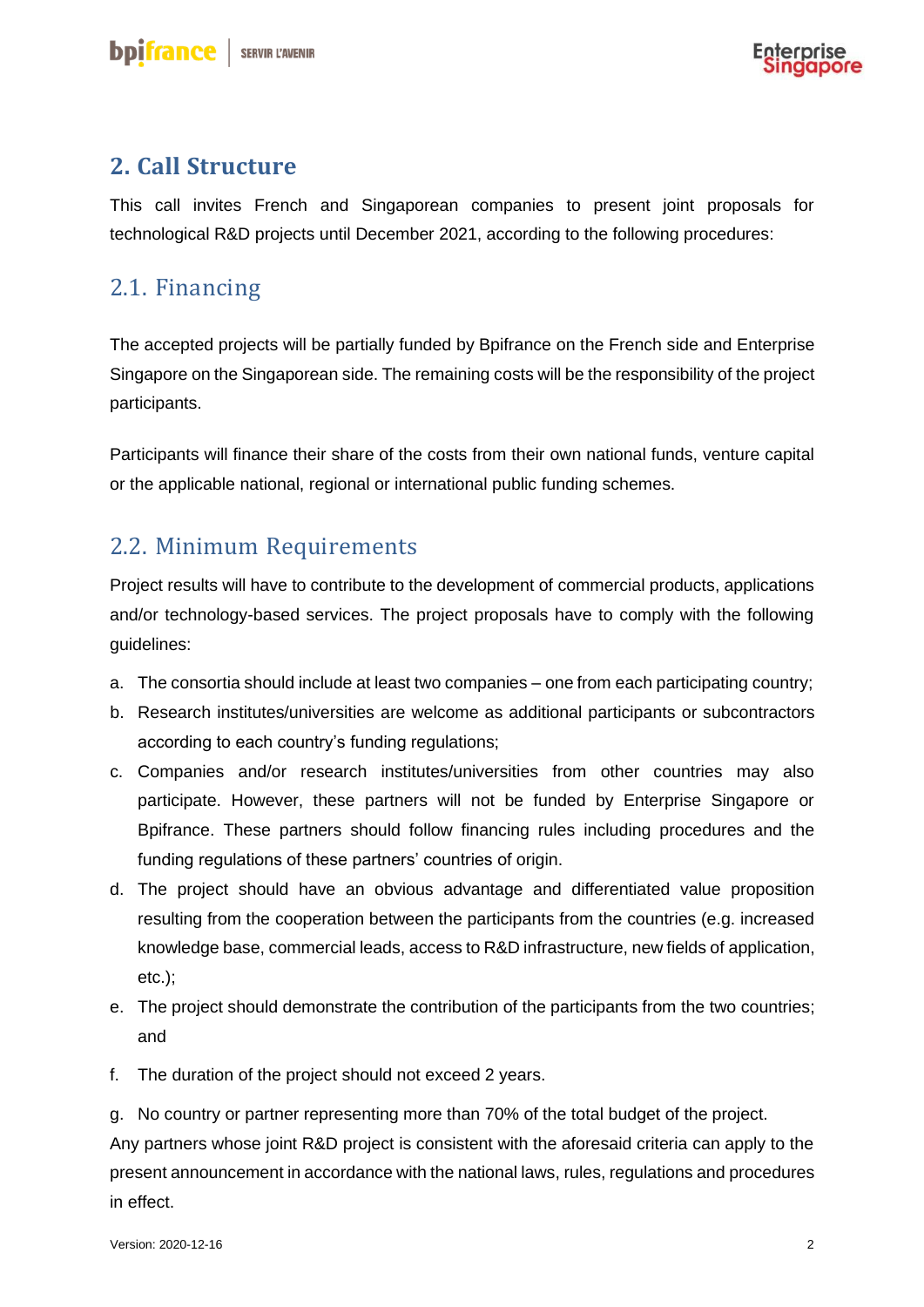## 2. Call Structure

This call invites French and Singaporean companies to present joint proposals for technological R&D projects until December 2021, according to the following procedures:

### 2.1. Financing

The accepted projects will be partially funded by Bpifrance on the French side and Enterprise Singapore on the Singaporean side. The remaining costs will be the responsibility of the project participants.

Participants will finance their share of the costs from their own national funds, venture capital or the applicable national, regional or international public funding schemes.

### 2.2. Minimum Requirements

Project results will have to contribute to the development of commercial products, applications and/or technology-based services. The project proposals have to comply with the following guidelines:

a. The consortia should include at least two companies – one from each participating country;
b. Research institutes/universities are welcome as additional participants or subcontractors according to each country's funding regulations;
c. Companies and/or research institutes/universities from other countries may also participate. However, these partners will not be funded by Enterprise Singapore or Bpifrance. These partners should follow financing rules including procedures and the funding regulations of these partners' countries of origin.
d. The project should have an obvious advantage and differentiated value proposition resulting from the cooperation between the participants from the countries (e.g. increased knowledge base, commercial leads, access to R&D infrastructure, new fields of application, etc.);
e. The project should demonstrate the contribution of the participants from the two countries; and
f. The duration of the project should not exceed 2 years.
g. No country or partner representing more than 70% of the total budget of the project.

Any partners whose joint R&D project is consistent with the aforesaid criteria can apply to the present announcement in accordance with the national laws, rules, regulations and procedures in effect.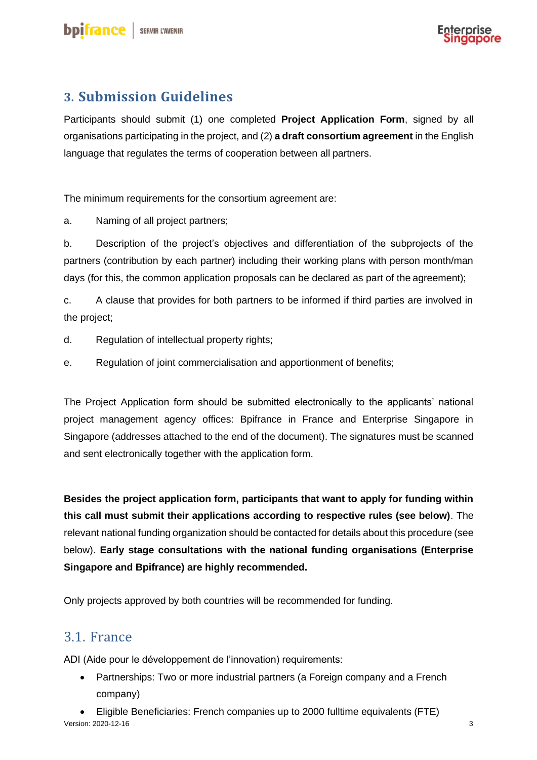## 3. Submission Guidelines

Participants should submit (1) one completed **Project Application Form**, signed by all organisations participating in the project, and (2) **a draft consortium agreement** in the English language that regulates the terms of cooperation between all partners.

The minimum requirements for the consortium agreement are:

a. Naming of all project partners;

b. Description of the project's objectives and differentiation of the subprojects of the partners (contribution by each partner) including their working plans with person month/man days (for this, the common application proposals can be declared as part of the agreement);

c. A clause that provides for both partners to be informed if third parties are involved in the project;

d. Regulation of intellectual property rights;

e. Regulation of joint commercialisation and apportionment of benefits;

The Project Application form should be submitted electronically to the applicants' national project management agency offices: Bpifrance in France and Enterprise Singapore in Singapore (addresses attached to the end of the document). The signatures must be scanned and sent electronically together with the application form.

**Besides the project application form, participants that want to apply for funding within this call must submit their applications according to respective rules (see below)**. The relevant national funding organization should be contacted for details about this procedure (see below). **Early stage consultations with the national funding organisations (Enterprise Singapore and Bpifrance) are highly recommended.**

Only projects approved by both countries will be recommended for funding.

### 3.1. France

ADI (Aide pour le développement de l'innovation) requirements:

- Partnerships: Two or more industrial partners (a Foreign company and a French company)
- Eligible Beneficiaries: French companies up to 2000 fulltime equivalents (FTE)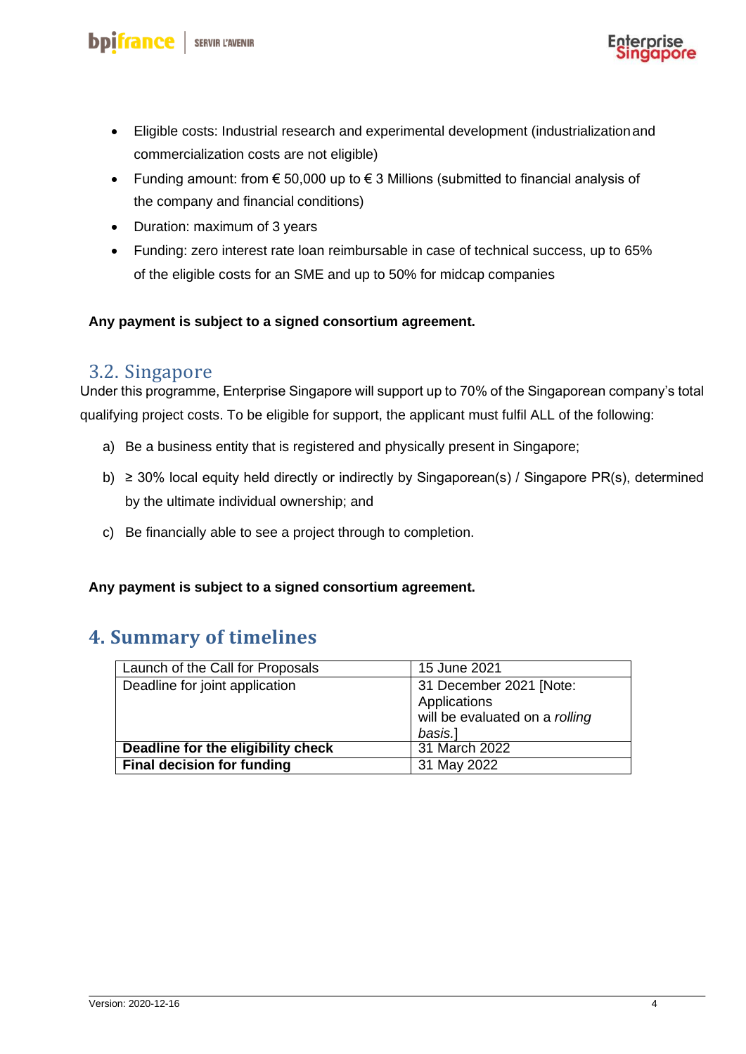- Eligible costs: Industrial research and experimental development (industrialization and commercialization costs are not eligible)
- Funding amount: from € 50,000 up to € 3 Millions (submitted to financial analysis of the company and financial conditions)
- Duration: maximum of 3 years
- Funding: zero interest rate loan reimbursable in case of technical success, up to 65% of the eligible costs for an SME and up to 50% for midcap companies

**Any payment is subject to a signed consortium agreement.**

## 3.2. Singapore

Under this programme, Enterprise Singapore will support up to 70% of the Singaporean company's total qualifying project costs. To be eligible for support, the applicant must fulfil ALL of the following:

a) Be a business entity that is registered and physically present in Singapore;

b) ≥ 30% local equity held directly or indirectly by Singaporean(s) / Singapore PR(s), determined by the ultimate individual ownership; and

c) Be financially able to see a project through to completion.

**Any payment is subject to a signed consortium agreement.**

# 4. Summary of timelines

| Launch of the Call for Proposals | 15 June 2021 |
|---|---|
| Deadline for joint application | 31 December 2021 [Note: Applications will be evaluated on a *rolling basis.*] |
| **Deadline for the eligibility check** | 31 March 2022 |
| **Final decision for funding** | 31 May 2022 |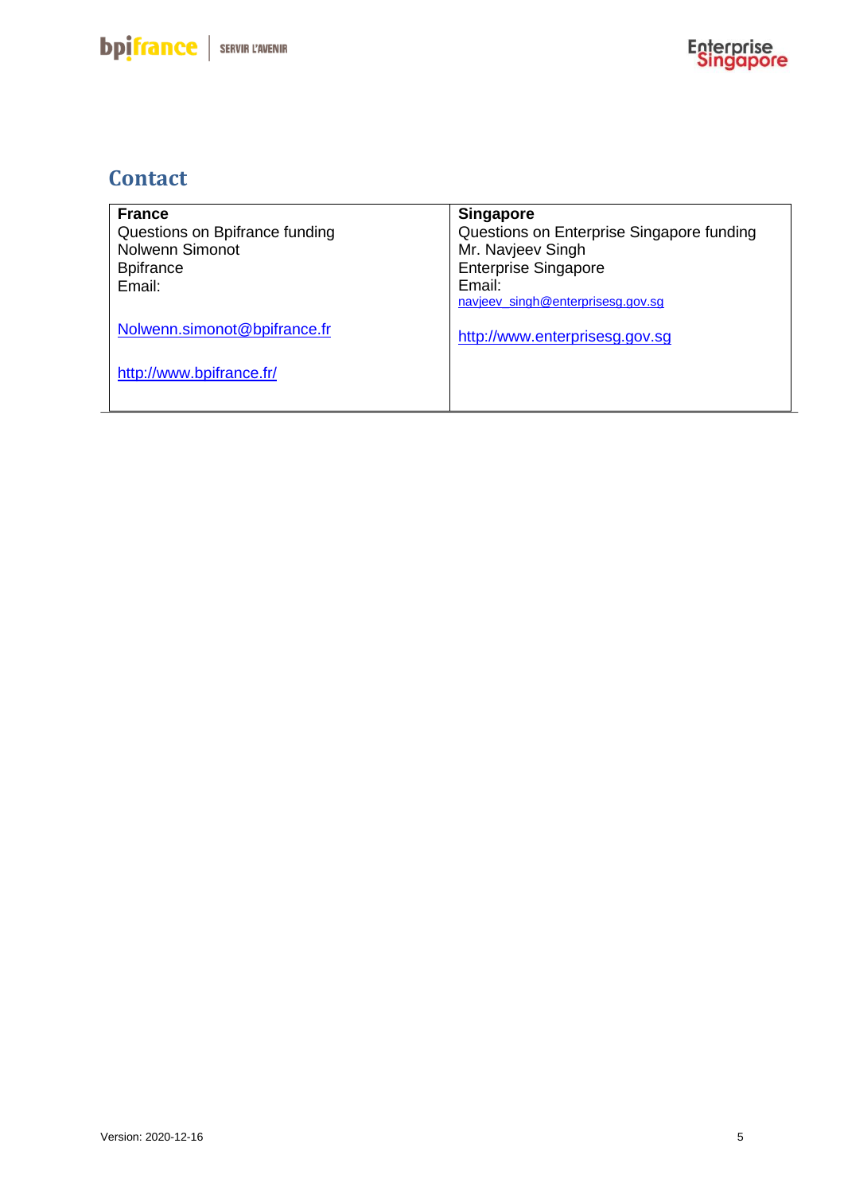## Contact

| | |
|---|---|
| **France**<br>Questions on Bpifrance funding<br>Nolwenn Simonot<br>Bpifrance<br>Email:<br><br>Nolwenn.simonot@bpifrance.fr<br><br>http://www.bpifrance.fr/ | **Singapore**<br>Questions on Enterprise Singapore funding<br>Mr. Navjeev Singh<br>Enterprise Singapore<br>Email:<br>navjeev_singh@enterprisesg.gov.sg<br><br>http://www.enterprisesg.gov.sg |

Version: 2020-12-16